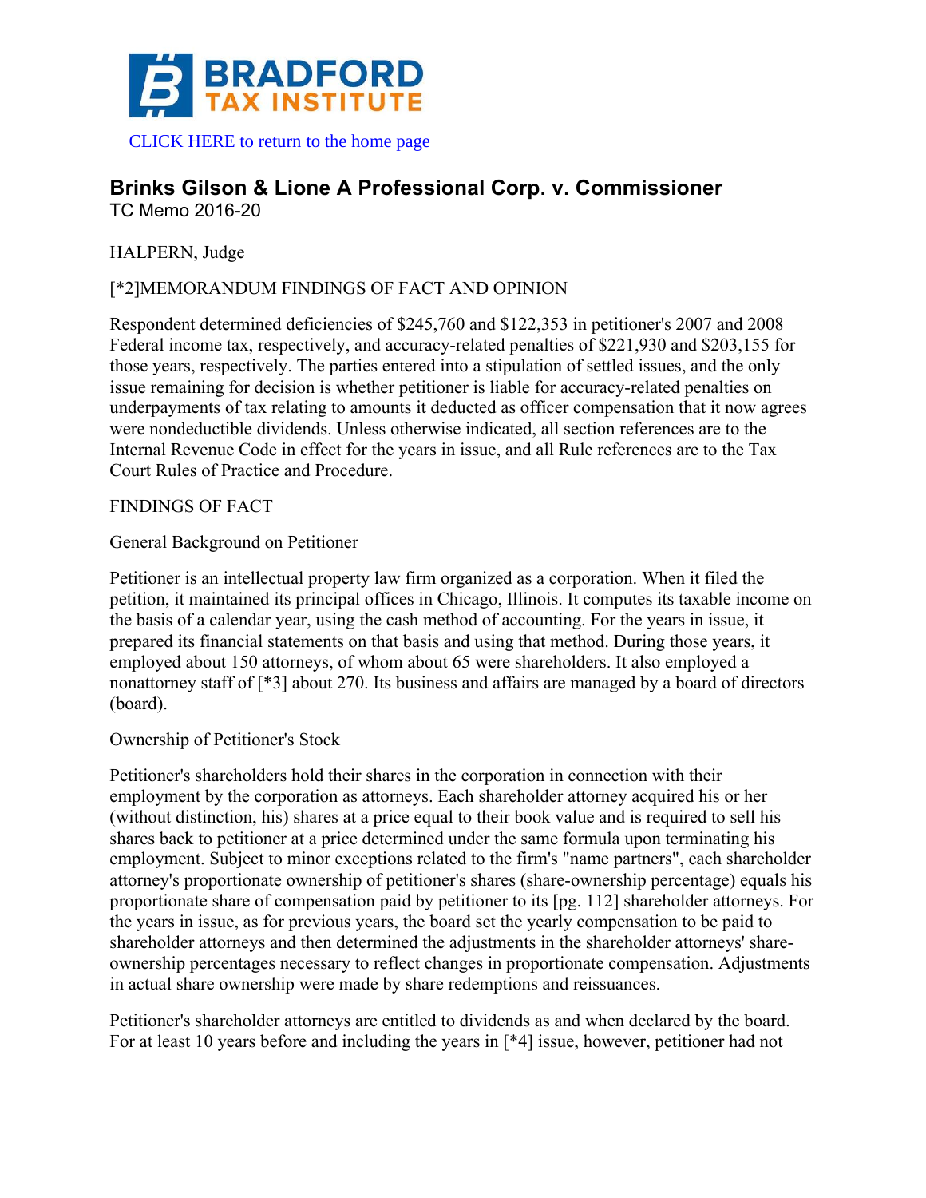# BRADFORD TAX INSTITUTE

CLICK HERE to return to the home page

## Brinks Gilson & Lione A Professional Corp. v. Commissioner

TC Memo 2016-20

HALPERN, Judge

[*2]MEMORANDUM FINDINGS OF FACT AND OPINION

Respondent determined deficiencies of $245,760 and $122,353 in petitioner's 2007 and 2008 Federal income tax, respectively, and accuracy-related penalties of $221,930 and $203,155 for those years, respectively. The parties entered into a stipulation of settled issues, and the only issue remaining for decision is whether petitioner is liable for accuracy-related penalties on underpayments of tax relating to amounts it deducted as officer compensation that it now agrees were nondeductible dividends. Unless otherwise indicated, all section references are to the Internal Revenue Code in effect for the years in issue, and all Rule references are to the Tax Court Rules of Practice and Procedure.

FINDINGS OF FACT

General Background on Petitioner

Petitioner is an intellectual property law firm organized as a corporation. When it filed the petition, it maintained its principal offices in Chicago, Illinois. It computes its taxable income on the basis of a calendar year, using the cash method of accounting. For the years in issue, it prepared its financial statements on that basis and using that method. During those years, it employed about 150 attorneys, of whom about 65 were shareholders. It also employed a nonattorney staff of [*3] about 270. Its business and affairs are managed by a board of directors (board).

Ownership of Petitioner's Stock

Petitioner's shareholders hold their shares in the corporation in connection with their employment by the corporation as attorneys. Each shareholder attorney acquired his or her (without distinction, his) shares at a price equal to their book value and is required to sell his shares back to petitioner at a price determined under the same formula upon terminating his employment. Subject to minor exceptions related to the firm's "name partners", each shareholder attorney's proportionate ownership of petitioner's shares (share-ownership percentage) equals his proportionate share of compensation paid by petitioner to its [pg. 112] shareholder attorneys. For the years in issue, as for previous years, the board set the yearly compensation to be paid to shareholder attorneys and then determined the adjustments in the shareholder attorneys' share-ownership percentages necessary to reflect changes in proportionate compensation. Adjustments in actual share ownership were made by share redemptions and reissuances.

Petitioner's shareholder attorneys are entitled to dividends as and when declared by the board. For at least 10 years before and including the years in [*4] issue, however, petitioner had not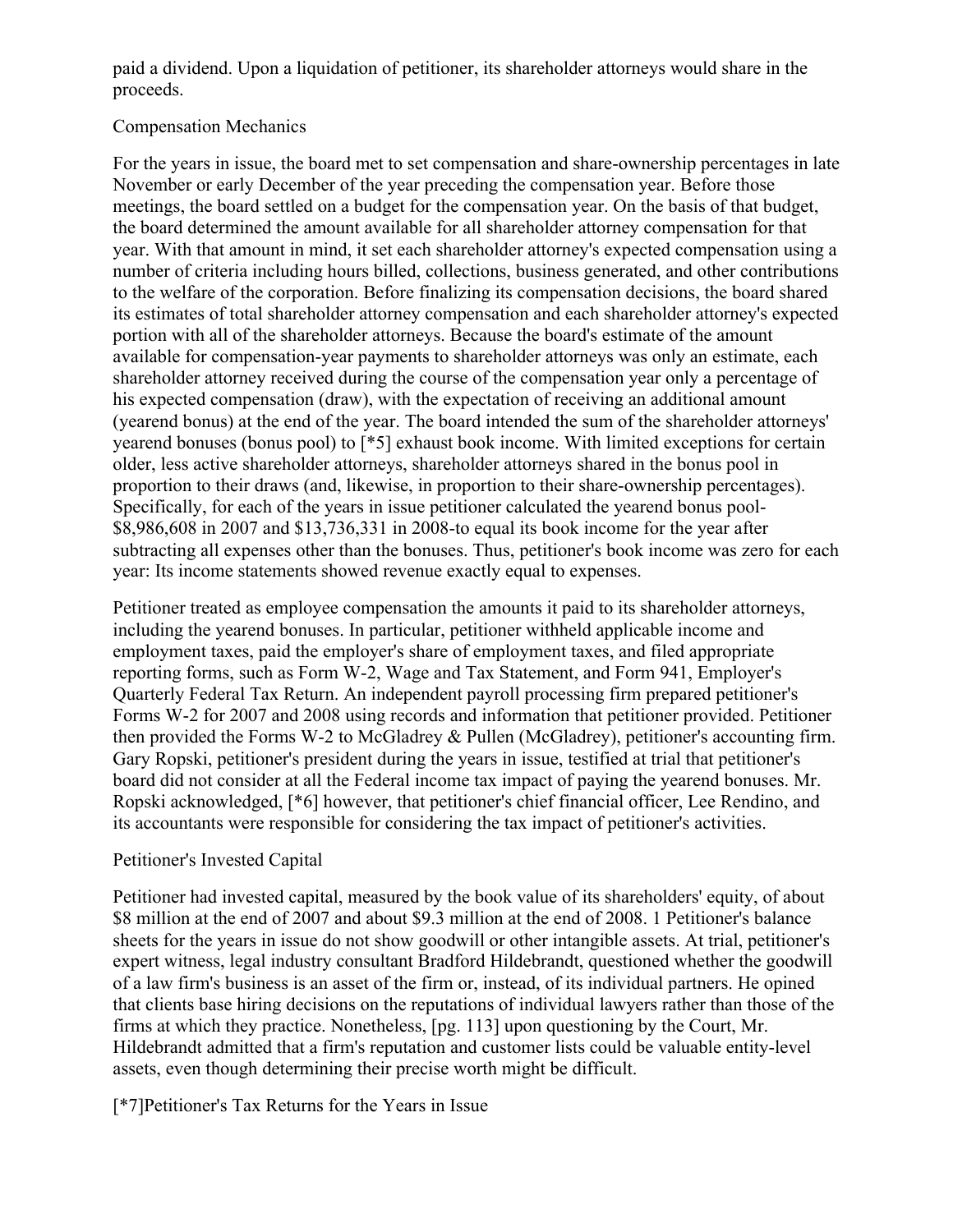paid a dividend. Upon a liquidation of petitioner, its shareholder attorneys would share in the proceeds.

Compensation Mechanics

For the years in issue, the board met to set compensation and share-ownership percentages in late November or early December of the year preceding the compensation year. Before those meetings, the board settled on a budget for the compensation year. On the basis of that budget, the board determined the amount available for all shareholder attorney compensation for that year. With that amount in mind, it set each shareholder attorney's expected compensation using a number of criteria including hours billed, collections, business generated, and other contributions to the welfare of the corporation. Before finalizing its compensation decisions, the board shared its estimates of total shareholder attorney compensation and each shareholder attorney's expected portion with all of the shareholder attorneys. Because the board's estimate of the amount available for compensation-year payments to shareholder attorneys was only an estimate, each shareholder attorney received during the course of the compensation year only a percentage of his expected compensation (draw), with the expectation of receiving an additional amount (yearend bonus) at the end of the year. The board intended the sum of the shareholder attorneys' yearend bonuses (bonus pool) to [*5] exhaust book income. With limited exceptions for certain older, less active shareholder attorneys, shareholder attorneys shared in the bonus pool in proportion to their draws (and, likewise, in proportion to their share-ownership percentages). Specifically, for each of the years in issue petitioner calculated the yearend bonus pool-$8,986,608 in 2007 and $13,736,331 in 2008-to equal its book income for the year after subtracting all expenses other than the bonuses. Thus, petitioner's book income was zero for each year: Its income statements showed revenue exactly equal to expenses.

Petitioner treated as employee compensation the amounts it paid to its shareholder attorneys, including the yearend bonuses. In particular, petitioner withheld applicable income and employment taxes, paid the employer's share of employment taxes, and filed appropriate reporting forms, such as Form W-2, Wage and Tax Statement, and Form 941, Employer's Quarterly Federal Tax Return. An independent payroll processing firm prepared petitioner's Forms W-2 for 2007 and 2008 using records and information that petitioner provided. Petitioner then provided the Forms W-2 to McGladrey & Pullen (McGladrey), petitioner's accounting firm. Gary Ropski, petitioner's president during the years in issue, testified at trial that petitioner's board did not consider at all the Federal income tax impact of paying the yearend bonuses. Mr. Ropski acknowledged, [*6] however, that petitioner's chief financial officer, Lee Rendino, and its accountants were responsible for considering the tax impact of petitioner's activities.

Petitioner's Invested Capital

Petitioner had invested capital, measured by the book value of its shareholders' equity, of about $8 million at the end of 2007 and about $9.3 million at the end of 2008. 1 Petitioner's balance sheets for the years in issue do not show goodwill or other intangible assets. At trial, petitioner's expert witness, legal industry consultant Bradford Hildebrandt, questioned whether the goodwill of a law firm's business is an asset of the firm or, instead, of its individual partners. He opined that clients base hiring decisions on the reputations of individual lawyers rather than those of the firms at which they practice. Nonetheless, [pg. 113] upon questioning by the Court, Mr. Hildebrandt admitted that a firm's reputation and customer lists could be valuable entity-level assets, even though determining their precise worth might be difficult.

[*7]Petitioner's Tax Returns for the Years in Issue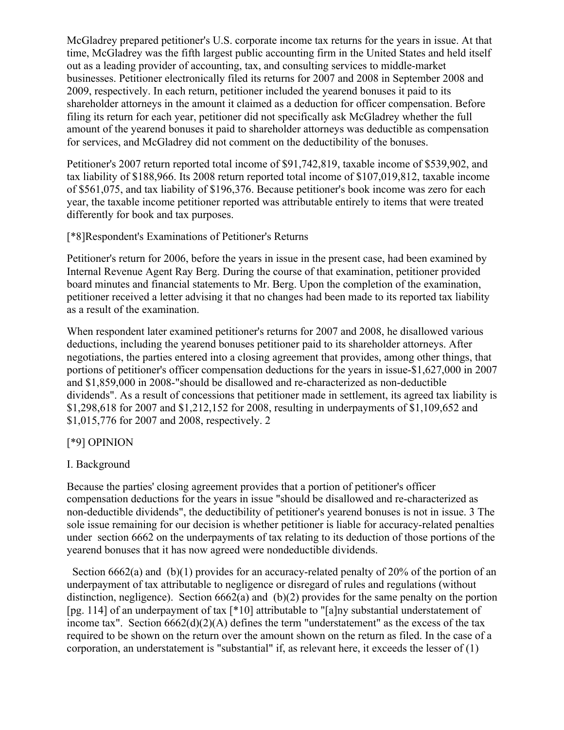McGladrey prepared petitioner's U.S. corporate income tax returns for the years in issue. At that time, McGladrey was the fifth largest public accounting firm in the United States and held itself out as a leading provider of accounting, tax, and consulting services to middle-market businesses. Petitioner electronically filed its returns for 2007 and 2008 in September 2008 and 2009, respectively. In each return, petitioner included the yearend bonuses it paid to its shareholder attorneys in the amount it claimed as a deduction for officer compensation. Before filing its return for each year, petitioner did not specifically ask McGladrey whether the full amount of the yearend bonuses it paid to shareholder attorneys was deductible as compensation for services, and McGladrey did not comment on the deductibility of the bonuses.

Petitioner's 2007 return reported total income of $91,742,819, taxable income of $539,902, and tax liability of $188,966. Its 2008 return reported total income of $107,019,812, taxable income of $561,075, and tax liability of $196,376. Because petitioner's book income was zero for each year, the taxable income petitioner reported was attributable entirely to items that were treated differently for book and tax purposes.

[*8]Respondent's Examinations of Petitioner's Returns

Petitioner's return for 2006, before the years in issue in the present case, had been examined by Internal Revenue Agent Ray Berg. During the course of that examination, petitioner provided board minutes and financial statements to Mr. Berg. Upon the completion of the examination, petitioner received a letter advising it that no changes had been made to its reported tax liability as a result of the examination.

When respondent later examined petitioner's returns for 2007 and 2008, he disallowed various deductions, including the yearend bonuses petitioner paid to its shareholder attorneys. After negotiations, the parties entered into a closing agreement that provides, among other things, that portions of petitioner's officer compensation deductions for the years in issue-$1,627,000 in 2007 and $1,859,000 in 2008-"should be disallowed and re-characterized as non-deductible dividends". As a result of concessions that petitioner made in settlement, its agreed tax liability is $1,298,618 for 2007 and $1,212,152 for 2008, resulting in underpayments of $1,109,652 and $1,015,776 for 2007 and 2008, respectively. 2

[*9] OPINION

I. Background

Because the parties' closing agreement provides that a portion of petitioner's officer compensation deductions for the years in issue "should be disallowed and re-characterized as non-deductible dividends", the deductibility of petitioner's yearend bonuses is not in issue. 3 The sole issue remaining for our decision is whether petitioner is liable for accuracy-related penalties under section 6662 on the underpayments of tax relating to its deduction of those portions of the yearend bonuses that it has now agreed were nondeductible dividends.

Section 6662(a) and (b)(1) provides for an accuracy-related penalty of 20% of the portion of an underpayment of tax attributable to negligence or disregard of rules and regulations (without distinction, negligence). Section 6662(a) and (b)(2) provides for the same penalty on the portion [pg. 114] of an underpayment of tax [*10] attributable to "[a]ny substantial understatement of income tax". Section 6662(d)(2)(A) defines the term "understatement" as the excess of the tax required to be shown on the return over the amount shown on the return as filed. In the case of a corporation, an understatement is "substantial" if, as relevant here, it exceeds the lesser of (1)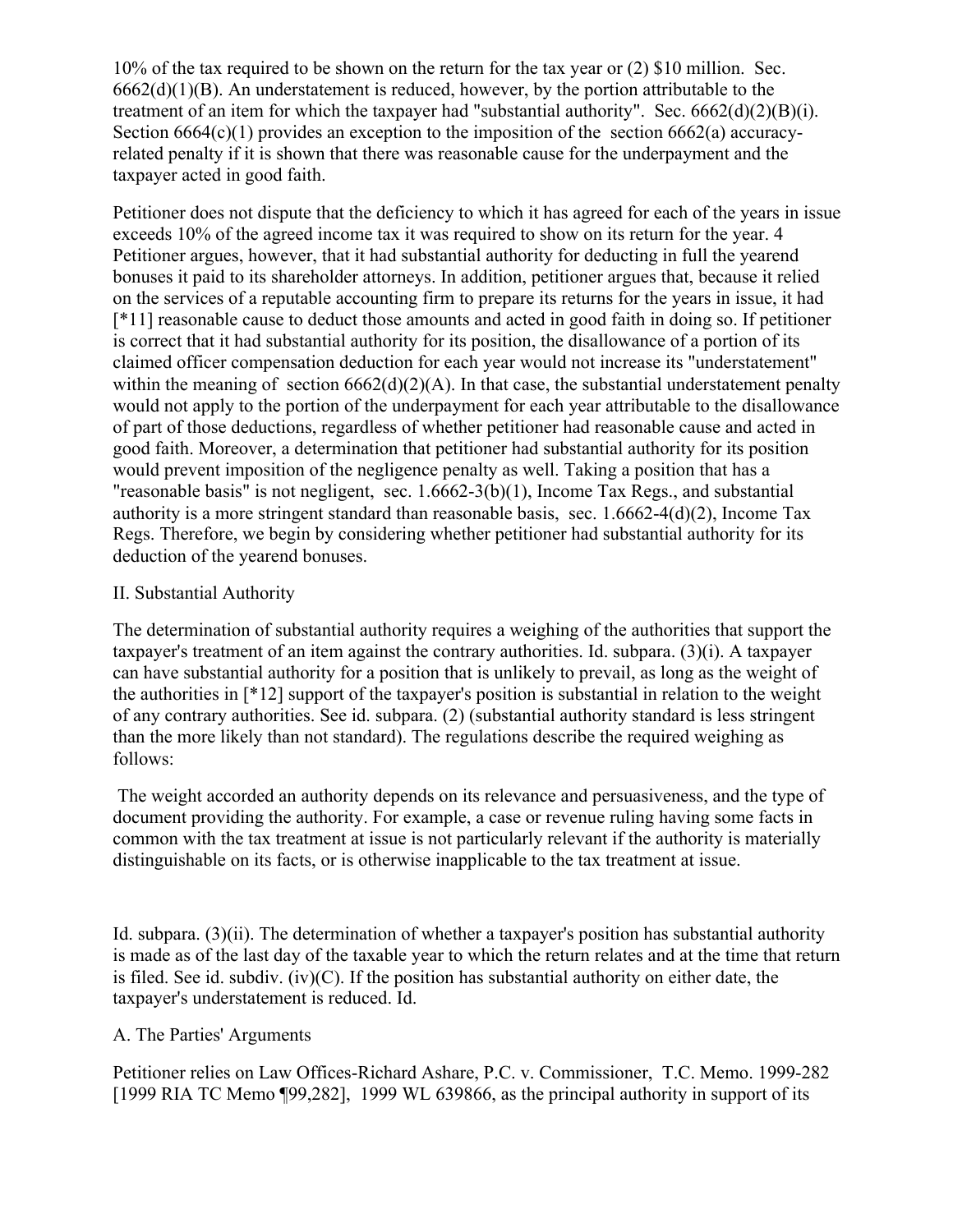10% of the tax required to be shown on the return for the tax year or (2) $10 million. Sec. 6662(d)(1)(B). An understatement is reduced, however, by the portion attributable to the treatment of an item for which the taxpayer had "substantial authority". Sec. 6662(d)(2)(B)(i). Section 6664(c)(1) provides an exception to the imposition of the section 6662(a) accuracy-related penalty if it is shown that there was reasonable cause for the underpayment and the taxpayer acted in good faith.

Petitioner does not dispute that the deficiency to which it has agreed for each of the years in issue exceeds 10% of the agreed income tax it was required to show on its return for the year. 4 Petitioner argues, however, that it had substantial authority for deducting in full the yearend bonuses it paid to its shareholder attorneys. In addition, petitioner argues that, because it relied on the services of a reputable accounting firm to prepare its returns for the years in issue, it had [*11] reasonable cause to deduct those amounts and acted in good faith in doing so. If petitioner is correct that it had substantial authority for its position, the disallowance of a portion of its claimed officer compensation deduction for each year would not increase its "understatement" within the meaning of section 6662(d)(2)(A). In that case, the substantial understatement penalty would not apply to the portion of the underpayment for each year attributable to the disallowance of part of those deductions, regardless of whether petitioner had reasonable cause and acted in good faith. Moreover, a determination that petitioner had substantial authority for its position would prevent imposition of the negligence penalty as well. Taking a position that has a "reasonable basis" is not negligent, sec. 1.6662-3(b)(1), Income Tax Regs., and substantial authority is a more stringent standard than reasonable basis, sec. 1.6662-4(d)(2), Income Tax Regs. Therefore, we begin by considering whether petitioner had substantial authority for its deduction of the yearend bonuses.

## II. Substantial Authority

The determination of substantial authority requires a weighing of the authorities that support the taxpayer's treatment of an item against the contrary authorities. Id. subpara. (3)(i). A taxpayer can have substantial authority for a position that is unlikely to prevail, as long as the weight of the authorities in [*12] support of the taxpayer's position is substantial in relation to the weight of any contrary authorities. See id. subpara. (2) (substantial authority standard is less stringent than the more likely than not standard). The regulations describe the required weighing as follows:

> The weight accorded an authority depends on its relevance and persuasiveness, and the type of document providing the authority. For example, a case or revenue ruling having some facts in common with the tax treatment at issue is not particularly relevant if the authority is materially distinguishable on its facts, or is otherwise inapplicable to the tax treatment at issue.

Id. subpara. (3)(ii). The determination of whether a taxpayer's position has substantial authority is made as of the last day of the taxable year to which the return relates and at the time that return is filed. See id. subdiv. (iv)(C). If the position has substantial authority on either date, the taxpayer's understatement is reduced. Id.

### A. The Parties' Arguments

Petitioner relies on Law Offices-Richard Ashare, P.C. v. Commissioner, T.C. Memo. 1999-282 [1999 RIA TC Memo ¶99,282], 1999 WL 639866, as the principal authority in support of its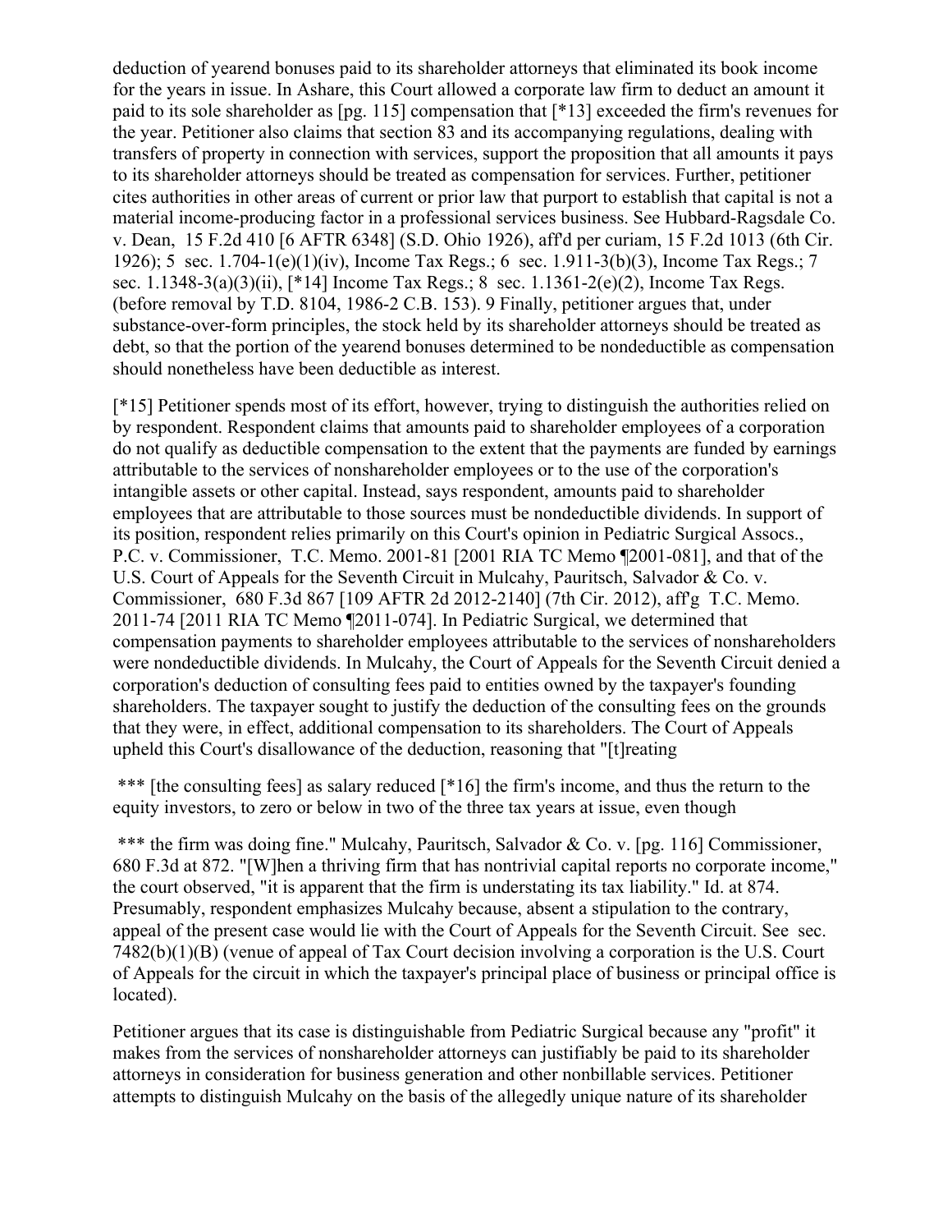deduction of yearend bonuses paid to its shareholder attorneys that eliminated its book income for the years in issue. In Ashare, this Court allowed a corporate law firm to deduct an amount it paid to its sole shareholder as [pg. 115] compensation that [*13] exceeded the firm's revenues for the year. Petitioner also claims that section 83 and its accompanying regulations, dealing with transfers of property in connection with services, support the proposition that all amounts it pays to its shareholder attorneys should be treated as compensation for services. Further, petitioner cites authorities in other areas of current or prior law that purport to establish that capital is not a material income-producing factor in a professional services business. See Hubbard-Ragsdale Co. v. Dean, 15 F.2d 410 [6 AFTR 6348] (S.D. Ohio 1926), aff'd per curiam, 15 F.2d 1013 (6th Cir. 1926); 5 sec. 1.704-1(e)(1)(iv), Income Tax Regs.; 6 sec. 1.911-3(b)(3), Income Tax Regs.; 7 sec. 1.1348-3(a)(3)(ii), [*14] Income Tax Regs.; 8 sec. 1.1361-2(e)(2), Income Tax Regs. (before removal by T.D. 8104, 1986-2 C.B. 153). 9 Finally, petitioner argues that, under substance-over-form principles, the stock held by its shareholder attorneys should be treated as debt, so that the portion of the yearend bonuses determined to be nondeductible as compensation should nonetheless have been deductible as interest.

[*15] Petitioner spends most of its effort, however, trying to distinguish the authorities relied on by respondent. Respondent claims that amounts paid to shareholder employees of a corporation do not qualify as deductible compensation to the extent that the payments are funded by earnings attributable to the services of nonshareholder employees or to the use of the corporation's intangible assets or other capital. Instead, says respondent, amounts paid to shareholder employees that are attributable to those sources must be nondeductible dividends. In support of its position, respondent relies primarily on this Court's opinion in Pediatric Surgical Assocs., P.C. v. Commissioner, T.C. Memo. 2001-81 [2001 RIA TC Memo ¶2001-081], and that of the U.S. Court of Appeals for the Seventh Circuit in Mulcahy, Pauritsch, Salvador & Co. v. Commissioner, 680 F.3d 867 [109 AFTR 2d 2012-2140] (7th Cir. 2012), aff'g T.C. Memo. 2011-74 [2011 RIA TC Memo ¶2011-074]. In Pediatric Surgical, we determined that compensation payments to shareholder employees attributable to the services of nonshareholders were nondeductible dividends. In Mulcahy, the Court of Appeals for the Seventh Circuit denied a corporation's deduction of consulting fees paid to entities owned by the taxpayer's founding shareholders. The taxpayer sought to justify the deduction of the consulting fees on the grounds that they were, in effect, additional compensation to its shareholders. The Court of Appeals upheld this Court's disallowance of the deduction, reasoning that "[t]reating

*** [the consulting fees] as salary reduced [*16] the firm's income, and thus the return to the equity investors, to zero or below in two of the three tax years at issue, even though

*** the firm was doing fine." Mulcahy, Pauritsch, Salvador & Co. v. [pg. 116] Commissioner, 680 F.3d at 872. "[W]hen a thriving firm that has nontrivial capital reports no corporate income," the court observed, "it is apparent that the firm is understating its tax liability." Id. at 874. Presumably, respondent emphasizes Mulcahy because, absent a stipulation to the contrary, appeal of the present case would lie with the Court of Appeals for the Seventh Circuit. See sec. 7482(b)(1)(B) (venue of appeal of Tax Court decision involving a corporation is the U.S. Court of Appeals for the circuit in which the taxpayer's principal place of business or principal office is located).

Petitioner argues that its case is distinguishable from Pediatric Surgical because any "profit" it makes from the services of nonshareholder attorneys can justifiably be paid to its shareholder attorneys in consideration for business generation and other nonbillable services. Petitioner attempts to distinguish Mulcahy on the basis of the allegedly unique nature of its shareholder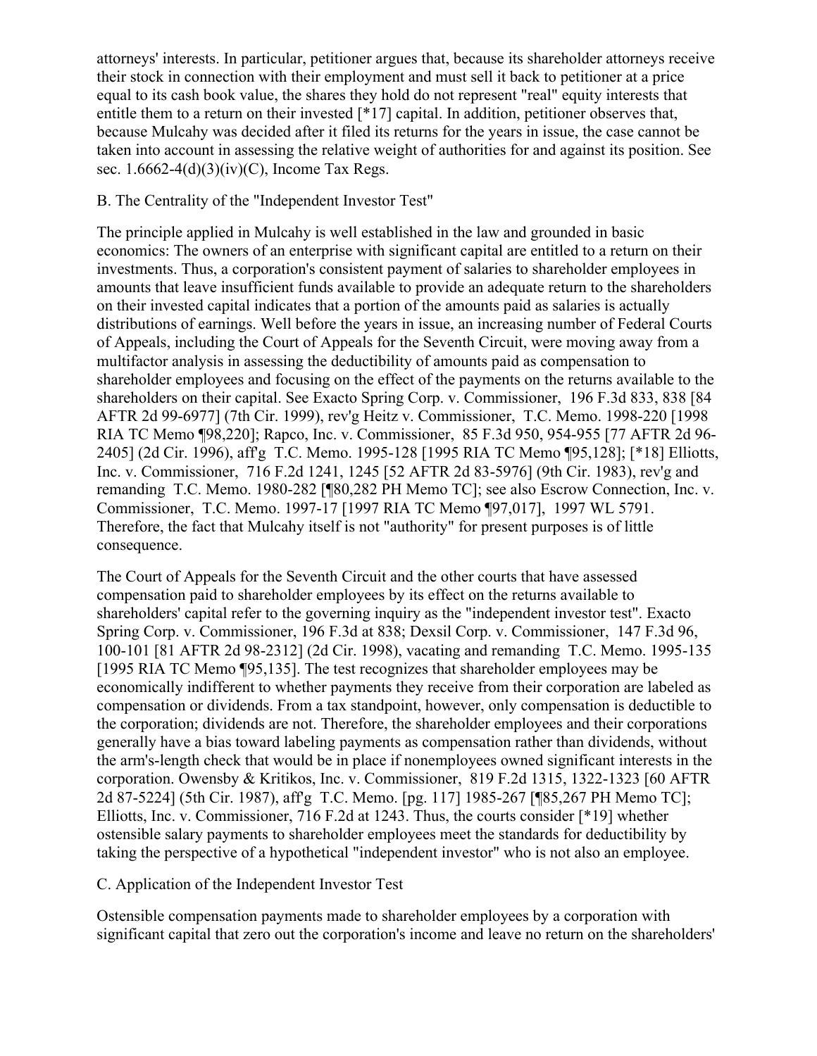attorneys' interests. In particular, petitioner argues that, because its shareholder attorneys receive their stock in connection with their employment and must sell it back to petitioner at a price equal to its cash book value, the shares they hold do not represent "real" equity interests that entitle them to a return on their invested [*17] capital. In addition, petitioner observes that, because Mulcahy was decided after it filed its returns for the years in issue, the case cannot be taken into account in assessing the relative weight of authorities for and against its position. See sec. 1.6662-4(d)(3)(iv)(C), Income Tax Regs.

B. The Centrality of the "Independent Investor Test"

The principle applied in Mulcahy is well established in the law and grounded in basic economics: The owners of an enterprise with significant capital are entitled to a return on their investments. Thus, a corporation's consistent payment of salaries to shareholder employees in amounts that leave insufficient funds available to provide an adequate return to the shareholders on their invested capital indicates that a portion of the amounts paid as salaries is actually distributions of earnings. Well before the years in issue, an increasing number of Federal Courts of Appeals, including the Court of Appeals for the Seventh Circuit, were moving away from a multifactor analysis in assessing the deductibility of amounts paid as compensation to shareholder employees and focusing on the effect of the payments on the returns available to the shareholders on their capital. See Exacto Spring Corp. v. Commissioner, 196 F.3d 833, 838 [84 AFTR 2d 99-6977] (7th Cir. 1999), rev'g Heitz v. Commissioner, T.C. Memo. 1998-220 [1998 RIA TC Memo ¶98,220]; Rapco, Inc. v. Commissioner, 85 F.3d 950, 954-955 [77 AFTR 2d 96-2405] (2d Cir. 1996), aff'g T.C. Memo. 1995-128 [1995 RIA TC Memo ¶95,128]; [*18] Elliotts, Inc. v. Commissioner, 716 F.2d 1241, 1245 [52 AFTR 2d 83-5976] (9th Cir. 1983), rev'g and remanding T.C. Memo. 1980-282 [¶80,282 PH Memo TC]; see also Escrow Connection, Inc. v. Commissioner, T.C. Memo. 1997-17 [1997 RIA TC Memo ¶97,017], 1997 WL 5791. Therefore, the fact that Mulcahy itself is not "authority" for present purposes is of little consequence.

The Court of Appeals for the Seventh Circuit and the other courts that have assessed compensation paid to shareholder employees by its effect on the returns available to shareholders' capital refer to the governing inquiry as the "independent investor test". Exacto Spring Corp. v. Commissioner, 196 F.3d at 838; Dexsil Corp. v. Commissioner, 147 F.3d 96, 100-101 [81 AFTR 2d 98-2312] (2d Cir. 1998), vacating and remanding T.C. Memo. 1995-135 [1995 RIA TC Memo ¶95,135]. The test recognizes that shareholder employees may be economically indifferent to whether payments they receive from their corporation are labeled as compensation or dividends. From a tax standpoint, however, only compensation is deductible to the corporation; dividends are not. Therefore, the shareholder employees and their corporations generally have a bias toward labeling payments as compensation rather than dividends, without the arm's-length check that would be in place if nonemployees owned significant interests in the corporation. Owensby & Kritikos, Inc. v. Commissioner, 819 F.2d 1315, 1322-1323 [60 AFTR 2d 87-5224] (5th Cir. 1987), aff'g T.C. Memo. [pg. 117] 1985-267 [¶85,267 PH Memo TC]; Elliotts, Inc. v. Commissioner, 716 F.2d at 1243. Thus, the courts consider [*19] whether ostensible salary payments to shareholder employees meet the standards for deductibility by taking the perspective of a hypothetical "independent investor" who is not also an employee.

C. Application of the Independent Investor Test

Ostensible compensation payments made to shareholder employees by a corporation with significant capital that zero out the corporation's income and leave no return on the shareholders'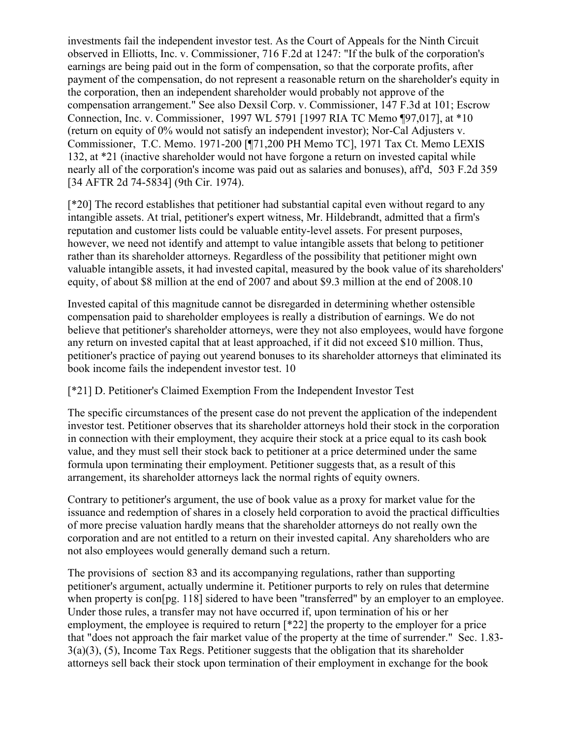investments fail the independent investor test. As the Court of Appeals for the Ninth Circuit observed in Elliotts, Inc. v. Commissioner, 716 F.2d at 1247: "If the bulk of the corporation's earnings are being paid out in the form of compensation, so that the corporate profits, after payment of the compensation, do not represent a reasonable return on the shareholder's equity in the corporation, then an independent shareholder would probably not approve of the compensation arrangement." See also Dexsil Corp. v. Commissioner, 147 F.3d at 101; Escrow Connection, Inc. v. Commissioner, 1997 WL 5791 [1997 RIA TC Memo ¶97,017], at *10 (return on equity of 0% would not satisfy an independent investor); Nor-Cal Adjusters v. Commissioner, T.C. Memo. 1971-200 [¶71,200 PH Memo TC], 1971 Tax Ct. Memo LEXIS 132, at *21 (inactive shareholder would not have forgone a return on invested capital while nearly all of the corporation's income was paid out as salaries and bonuses), aff'd, 503 F.2d 359 [34 AFTR 2d 74-5834] (9th Cir. 1974).

[*20] The record establishes that petitioner had substantial capital even without regard to any intangible assets. At trial, petitioner's expert witness, Mr. Hildebrandt, admitted that a firm's reputation and customer lists could be valuable entity-level assets. For present purposes, however, we need not identify and attempt to value intangible assets that belong to petitioner rather than its shareholder attorneys. Regardless of the possibility that petitioner might own valuable intangible assets, it had invested capital, measured by the book value of its shareholders' equity, of about $8 million at the end of 2007 and about $9.3 million at the end of 2008.10

Invested capital of this magnitude cannot be disregarded in determining whether ostensible compensation paid to shareholder employees is really a distribution of earnings. We do not believe that petitioner's shareholder attorneys, were they not also employees, would have forgone any return on invested capital that at least approached, if it did not exceed $10 million. Thus, petitioner's practice of paying out yearend bonuses to its shareholder attorneys that eliminated its book income fails the independent investor test. 10

[*21] D. Petitioner's Claimed Exemption From the Independent Investor Test

The specific circumstances of the present case do not prevent the application of the independent investor test. Petitioner observes that its shareholder attorneys hold their stock in the corporation in connection with their employment, they acquire their stock at a price equal to its cash book value, and they must sell their stock back to petitioner at a price determined under the same formula upon terminating their employment. Petitioner suggests that, as a result of this arrangement, its shareholder attorneys lack the normal rights of equity owners.

Contrary to petitioner's argument, the use of book value as a proxy for market value for the issuance and redemption of shares in a closely held corporation to avoid the practical difficulties of more precise valuation hardly means that the shareholder attorneys do not really own the corporation and are not entitled to a return on their invested capital. Any shareholders who are not also employees would generally demand such a return.

The provisions of section 83 and its accompanying regulations, rather than supporting petitioner's argument, actually undermine it. Petitioner purports to rely on rules that determine when property is con[pg. 118] sidered to have been "transferred" by an employer to an employee. Under those rules, a transfer may not have occurred if, upon termination of his or her employment, the employee is required to return [*22] the property to the employer for a price that "does not approach the fair market value of the property at the time of surrender." Sec. 1.83-3(a)(3), (5), Income Tax Regs. Petitioner suggests that the obligation that its shareholder attorneys sell back their stock upon termination of their employment in exchange for the book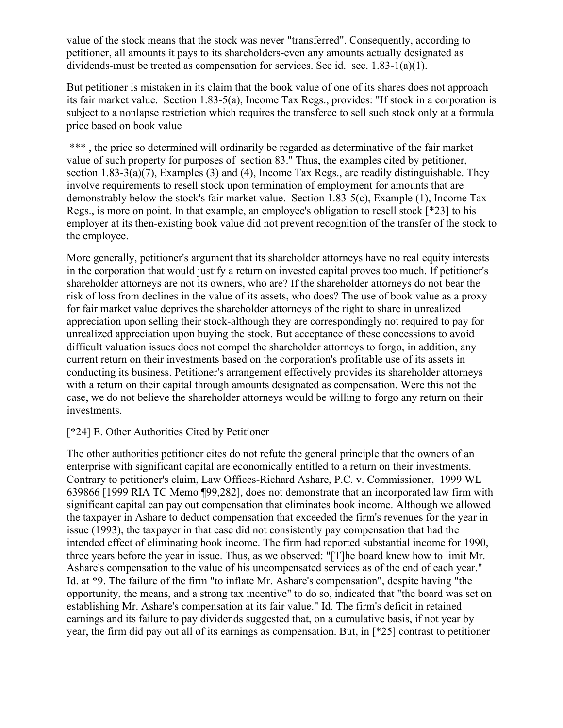value of the stock means that the stock was never "transferred". Consequently, according to petitioner, all amounts it pays to its shareholders-even any amounts actually designated as dividends-must be treated as compensation for services. See id. sec. 1.83-1(a)(1).

But petitioner is mistaken in its claim that the book value of one of its shares does not approach its fair market value. Section 1.83-5(a), Income Tax Regs., provides: "If stock in a corporation is subject to a nonlapse restriction which requires the transferee to sell such stock only at a formula price based on book value

*** , the price so determined will ordinarily be regarded as determinative of the fair market value of such property for purposes of section 83." Thus, the examples cited by petitioner, section 1.83-3(a)(7), Examples (3) and (4), Income Tax Regs., are readily distinguishable. They involve requirements to resell stock upon termination of employment for amounts that are demonstrably below the stock's fair market value. Section 1.83-5(c), Example (1), Income Tax Regs., is more on point. In that example, an employee's obligation to resell stock [*23] to his employer at its then-existing book value did not prevent recognition of the transfer of the stock to the employee.

More generally, petitioner's argument that its shareholder attorneys have no real equity interests in the corporation that would justify a return on invested capital proves too much. If petitioner's shareholder attorneys are not its owners, who are? If the shareholder attorneys do not bear the risk of loss from declines in the value of its assets, who does? The use of book value as a proxy for fair market value deprives the shareholder attorneys of the right to share in unrealized appreciation upon selling their stock-although they are correspondingly not required to pay for unrealized appreciation upon buying the stock. But acceptance of these concessions to avoid difficult valuation issues does not compel the shareholder attorneys to forgo, in addition, any current return on their investments based on the corporation's profitable use of its assets in conducting its business. Petitioner's arrangement effectively provides its shareholder attorneys with a return on their capital through amounts designated as compensation. Were this not the case, we do not believe the shareholder attorneys would be willing to forgo any return on their investments.

[*24] E. Other Authorities Cited by Petitioner

The other authorities petitioner cites do not refute the general principle that the owners of an enterprise with significant capital are economically entitled to a return on their investments. Contrary to petitioner's claim, Law Offices-Richard Ashare, P.C. v. Commissioner, 1999 WL 639866 [1999 RIA TC Memo ¶99,282], does not demonstrate that an incorporated law firm with significant capital can pay out compensation that eliminates book income. Although we allowed the taxpayer in Ashare to deduct compensation that exceeded the firm's revenues for the year in issue (1993), the taxpayer in that case did not consistently pay compensation that had the intended effect of eliminating book income. The firm had reported substantial income for 1990, three years before the year in issue. Thus, as we observed: "[T]he board knew how to limit Mr. Ashare's compensation to the value of his uncompensated services as of the end of each year." Id. at *9. The failure of the firm "to inflate Mr. Ashare's compensation", despite having "the opportunity, the means, and a strong tax incentive" to do so, indicated that "the board was set on establishing Mr. Ashare's compensation at its fair value." Id. The firm's deficit in retained earnings and its failure to pay dividends suggested that, on a cumulative basis, if not year by year, the firm did pay out all of its earnings as compensation. But, in [*25] contrast to petitioner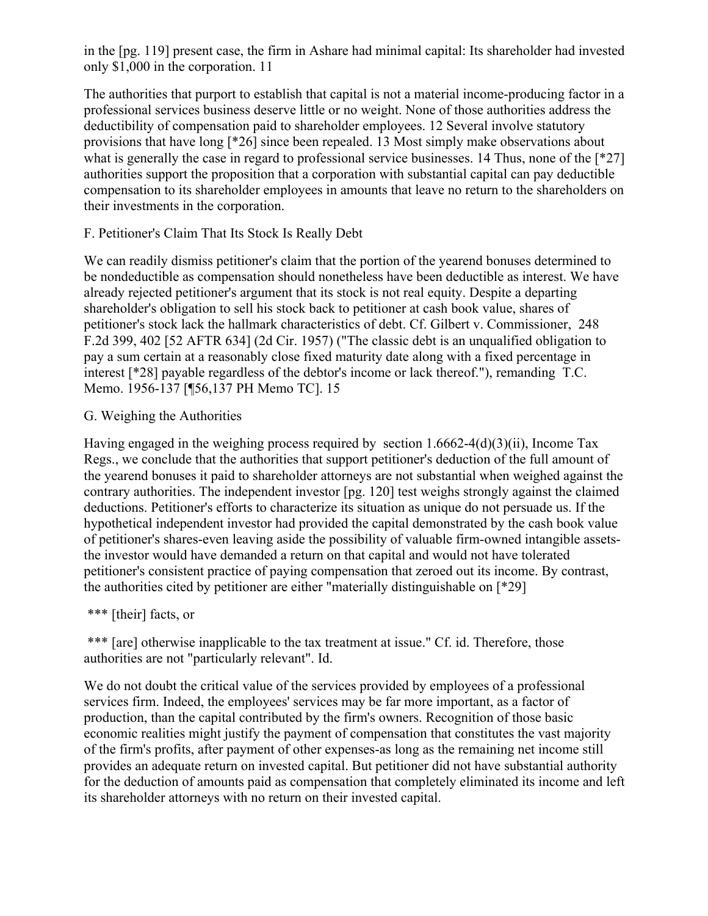in the [pg. 119] present case, the firm in Ashare had minimal capital: Its shareholder had invested only $1,000 in the corporation. 11

The authorities that purport to establish that capital is not a material income-producing factor in a professional services business deserve little or no weight. None of those authorities address the deductibility of compensation paid to shareholder employees. 12 Several involve statutory provisions that have long [*26] since been repealed. 13 Most simply make observations about what is generally the case in regard to professional service businesses. 14 Thus, none of the [*27] authorities support the proposition that a corporation with substantial capital can pay deductible compensation to its shareholder employees in amounts that leave no return to the shareholders on their investments in the corporation.

F. Petitioner's Claim That Its Stock Is Really Debt

We can readily dismiss petitioner's claim that the portion of the yearend bonuses determined to be nondeductible as compensation should nonetheless have been deductible as interest. We have already rejected petitioner's argument that its stock is not real equity. Despite a departing shareholder's obligation to sell his stock back to petitioner at cash book value, shares of petitioner's stock lack the hallmark characteristics of debt. Cf. Gilbert v. Commissioner, 248 F.2d 399, 402 [52 AFTR 634] (2d Cir. 1957) ("The classic debt is an unqualified obligation to pay a sum certain at a reasonably close fixed maturity date along with a fixed percentage in interest [*28] payable regardless of the debtor's income or lack thereof."), remanding T.C. Memo. 1956-137 [¶56,137 PH Memo TC]. 15

G. Weighing the Authorities

Having engaged in the weighing process required by section 1.6662-4(d)(3)(ii), Income Tax Regs., we conclude that the authorities that support petitioner's deduction of the full amount of the yearend bonuses it paid to shareholder attorneys are not substantial when weighed against the contrary authorities. The independent investor [pg. 120] test weighs strongly against the claimed deductions. Petitioner's efforts to characterize its situation as unique do not persuade us. If the hypothetical independent investor had provided the capital demonstrated by the cash book value of petitioner's shares-even leaving aside the possibility of valuable firm-owned intangible assets-the investor would have demanded a return on that capital and would not have tolerated petitioner's consistent practice of paying compensation that zeroed out its income. By contrast, the authorities cited by petitioner are either "materially distinguishable on [*29]

*** [their] facts, or

*** [are] otherwise inapplicable to the tax treatment at issue." Cf. id. Therefore, those authorities are not "particularly relevant". Id.

We do not doubt the critical value of the services provided by employees of a professional services firm. Indeed, the employees' services may be far more important, as a factor of production, than the capital contributed by the firm's owners. Recognition of those basic economic realities might justify the payment of compensation that constitutes the vast majority of the firm's profits, after payment of other expenses-as long as the remaining net income still provides an adequate return on invested capital. But petitioner did not have substantial authority for the deduction of amounts paid as compensation that completely eliminated its income and left its shareholder attorneys with no return on their invested capital.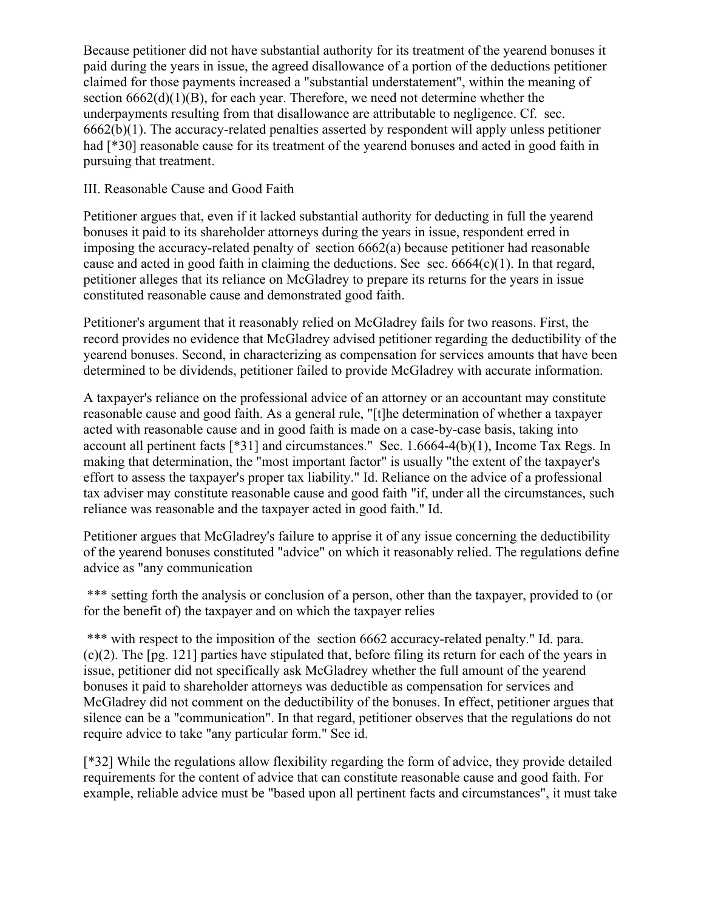Because petitioner did not have substantial authority for its treatment of the yearend bonuses it paid during the years in issue, the agreed disallowance of a portion of the deductions petitioner claimed for those payments increased a "substantial understatement", within the meaning of section 6662(d)(1)(B), for each year. Therefore, we need not determine whether the underpayments resulting from that disallowance are attributable to negligence. Cf. sec. 6662(b)(1). The accuracy-related penalties asserted by respondent will apply unless petitioner had [*30] reasonable cause for its treatment of the yearend bonuses and acted in good faith in pursuing that treatment.

III. Reasonable Cause and Good Faith

Petitioner argues that, even if it lacked substantial authority for deducting in full the yearend bonuses it paid to its shareholder attorneys during the years in issue, respondent erred in imposing the accuracy-related penalty of section 6662(a) because petitioner had reasonable cause and acted in good faith in claiming the deductions. See sec. 6664(c)(1). In that regard, petitioner alleges that its reliance on McGladrey to prepare its returns for the years in issue constituted reasonable cause and demonstrated good faith.

Petitioner's argument that it reasonably relied on McGladrey fails for two reasons. First, the record provides no evidence that McGladrey advised petitioner regarding the deductibility of the yearend bonuses. Second, in characterizing as compensation for services amounts that have been determined to be dividends, petitioner failed to provide McGladrey with accurate information.

A taxpayer's reliance on the professional advice of an attorney or an accountant may constitute reasonable cause and good faith. As a general rule, "[t]he determination of whether a taxpayer acted with reasonable cause and in good faith is made on a case-by-case basis, taking into account all pertinent facts [*31] and circumstances." Sec. 1.6664-4(b)(1), Income Tax Regs. In making that determination, the "most important factor" is usually "the extent of the taxpayer's effort to assess the taxpayer's proper tax liability." Id. Reliance on the advice of a professional tax adviser may constitute reasonable cause and good faith "if, under all the circumstances, such reliance was reasonable and the taxpayer acted in good faith." Id.

Petitioner argues that McGladrey's failure to apprise it of any issue concerning the deductibility of the yearend bonuses constituted "advice" on which it reasonably relied. The regulations define advice as "any communication

*** setting forth the analysis or conclusion of a person, other than the taxpayer, provided to (or for the benefit of) the taxpayer and on which the taxpayer relies

*** with respect to the imposition of the section 6662 accuracy-related penalty." Id. para. (c)(2). The [pg. 121] parties have stipulated that, before filing its return for each of the years in issue, petitioner did not specifically ask McGladrey whether the full amount of the yearend bonuses it paid to shareholder attorneys was deductible as compensation for services and McGladrey did not comment on the deductibility of the bonuses. In effect, petitioner argues that silence can be a "communication". In that regard, petitioner observes that the regulations do not require advice to take "any particular form." See id.

[*32] While the regulations allow flexibility regarding the form of advice, they provide detailed requirements for the content of advice that can constitute reasonable cause and good faith. For example, reliable advice must be "based upon all pertinent facts and circumstances", it must take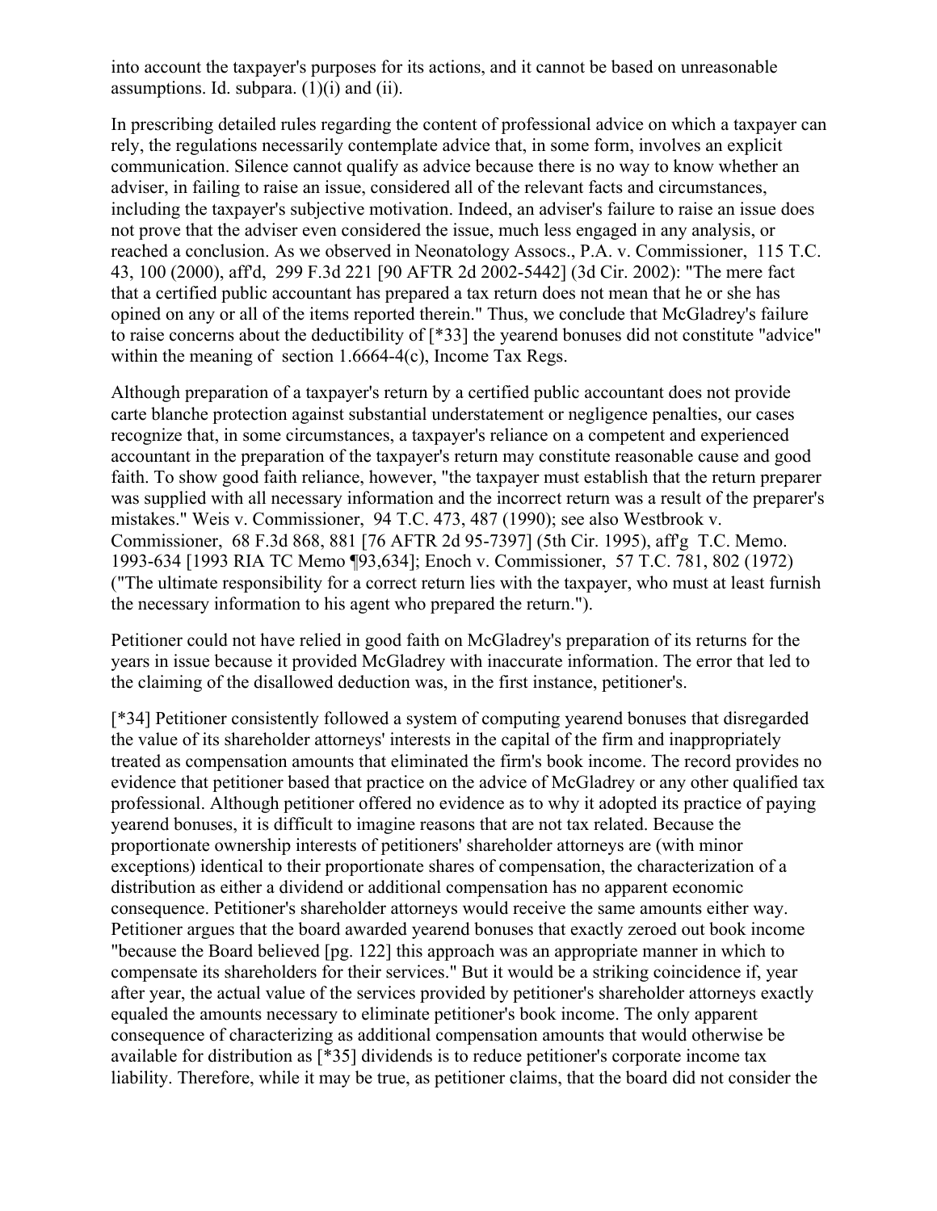into account the taxpayer's purposes for its actions, and it cannot be based on unreasonable assumptions. Id. subpara. (1)(i) and (ii).

In prescribing detailed rules regarding the content of professional advice on which a taxpayer can rely, the regulations necessarily contemplate advice that, in some form, involves an explicit communication. Silence cannot qualify as advice because there is no way to know whether an adviser, in failing to raise an issue, considered all of the relevant facts and circumstances, including the taxpayer's subjective motivation. Indeed, an adviser's failure to raise an issue does not prove that the adviser even considered the issue, much less engaged in any analysis, or reached a conclusion. As we observed in Neonatology Assocs., P.A. v. Commissioner, 115 T.C. 43, 100 (2000), aff'd, 299 F.3d 221 [90 AFTR 2d 2002-5442] (3d Cir. 2002): "The mere fact that a certified public accountant has prepared a tax return does not mean that he or she has opined on any or all of the items reported therein." Thus, we conclude that McGladrey's failure to raise concerns about the deductibility of [*33] the yearend bonuses did not constitute "advice" within the meaning of section 1.6664-4(c), Income Tax Regs.

Although preparation of a taxpayer's return by a certified public accountant does not provide carte blanche protection against substantial understatement or negligence penalties, our cases recognize that, in some circumstances, a taxpayer's reliance on a competent and experienced accountant in the preparation of the taxpayer's return may constitute reasonable cause and good faith. To show good faith reliance, however, "the taxpayer must establish that the return preparer was supplied with all necessary information and the incorrect return was a result of the preparer's mistakes." Weis v. Commissioner, 94 T.C. 473, 487 (1990); see also Westbrook v. Commissioner, 68 F.3d 868, 881 [76 AFTR 2d 95-7397] (5th Cir. 1995), aff'g T.C. Memo. 1993-634 [1993 RIA TC Memo ¶93,634]; Enoch v. Commissioner, 57 T.C. 781, 802 (1972) ("The ultimate responsibility for a correct return lies with the taxpayer, who must at least furnish the necessary information to his agent who prepared the return.").

Petitioner could not have relied in good faith on McGladrey's preparation of its returns for the years in issue because it provided McGladrey with inaccurate information. The error that led to the claiming of the disallowed deduction was, in the first instance, petitioner's.

[*34] Petitioner consistently followed a system of computing yearend bonuses that disregarded the value of its shareholder attorneys' interests in the capital of the firm and inappropriately treated as compensation amounts that eliminated the firm's book income. The record provides no evidence that petitioner based that practice on the advice of McGladrey or any other qualified tax professional. Although petitioner offered no evidence as to why it adopted its practice of paying yearend bonuses, it is difficult to imagine reasons that are not tax related. Because the proportionate ownership interests of petitioners' shareholder attorneys are (with minor exceptions) identical to their proportionate shares of compensation, the characterization of a distribution as either a dividend or additional compensation has no apparent economic consequence. Petitioner's shareholder attorneys would receive the same amounts either way. Petitioner argues that the board awarded yearend bonuses that exactly zeroed out book income "because the Board believed [pg. 122] this approach was an appropriate manner in which to compensate its shareholders for their services." But it would be a striking coincidence if, year after year, the actual value of the services provided by petitioner's shareholder attorneys exactly equaled the amounts necessary to eliminate petitioner's book income. The only apparent consequence of characterizing as additional compensation amounts that would otherwise be available for distribution as [*35] dividends is to reduce petitioner's corporate income tax liability. Therefore, while it may be true, as petitioner claims, that the board did not consider the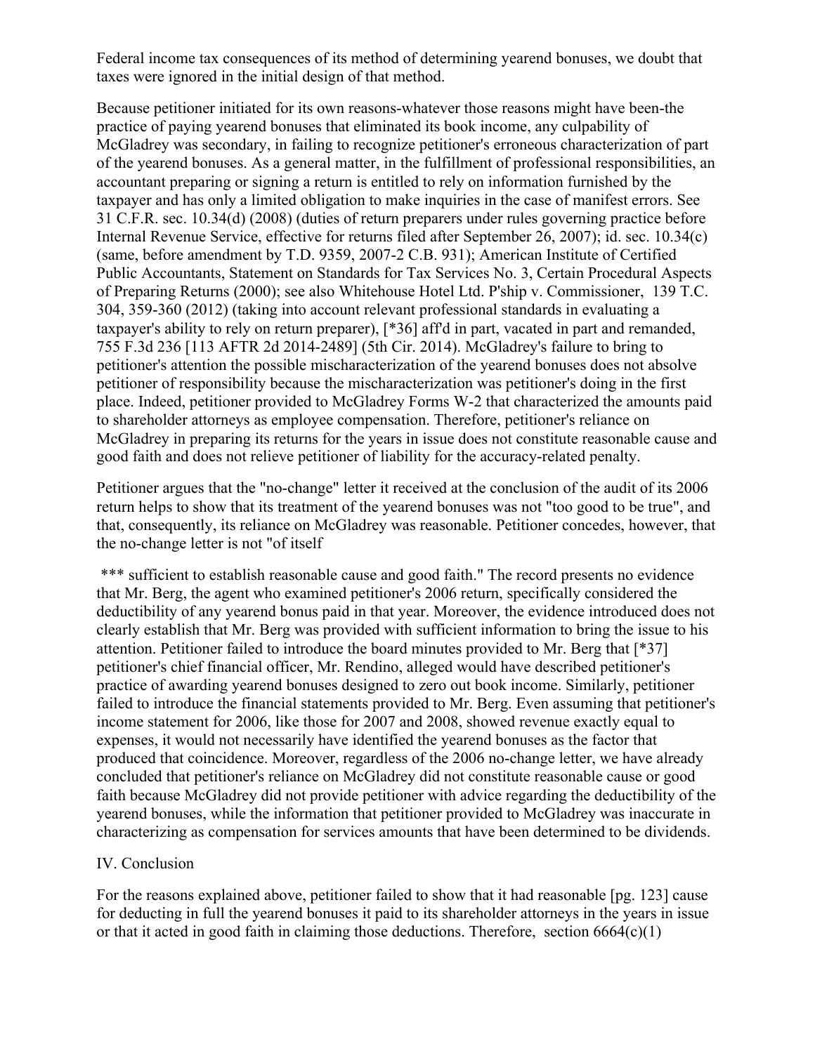Federal income tax consequences of its method of determining yearend bonuses, we doubt that taxes were ignored in the initial design of that method.

Because petitioner initiated for its own reasons-whatever those reasons might have been-the practice of paying yearend bonuses that eliminated its book income, any culpability of McGladrey was secondary, in failing to recognize petitioner's erroneous characterization of part of the yearend bonuses. As a general matter, in the fulfillment of professional responsibilities, an accountant preparing or signing a return is entitled to rely on information furnished by the taxpayer and has only a limited obligation to make inquiries in the case of manifest errors. See 31 C.F.R. sec. 10.34(d) (2008) (duties of return preparers under rules governing practice before Internal Revenue Service, effective for returns filed after September 26, 2007); id. sec. 10.34(c) (same, before amendment by T.D. 9359, 2007-2 C.B. 931); American Institute of Certified Public Accountants, Statement on Standards for Tax Services No. 3, Certain Procedural Aspects of Preparing Returns (2000); see also Whitehouse Hotel Ltd. P'ship v. Commissioner, 139 T.C. 304, 359-360 (2012) (taking into account relevant professional standards in evaluating a taxpayer's ability to rely on return preparer), [*36] aff'd in part, vacated in part and remanded, 755 F.3d 236 [113 AFTR 2d 2014-2489] (5th Cir. 2014). McGladrey's failure to bring to petitioner's attention the possible mischaracterization of the yearend bonuses does not absolve petitioner of responsibility because the mischaracterization was petitioner's doing in the first place. Indeed, petitioner provided to McGladrey Forms W-2 that characterized the amounts paid to shareholder attorneys as employee compensation. Therefore, petitioner's reliance on McGladrey in preparing its returns for the years in issue does not constitute reasonable cause and good faith and does not relieve petitioner of liability for the accuracy-related penalty.

Petitioner argues that the "no-change" letter it received at the conclusion of the audit of its 2006 return helps to show that its treatment of the yearend bonuses was not "too good to be true", and that, consequently, its reliance on McGladrey was reasonable. Petitioner concedes, however, that the no-change letter is not "of itself

*** sufficient to establish reasonable cause and good faith." The record presents no evidence that Mr. Berg, the agent who examined petitioner's 2006 return, specifically considered the deductibility of any yearend bonus paid in that year. Moreover, the evidence introduced does not clearly establish that Mr. Berg was provided with sufficient information to bring the issue to his attention. Petitioner failed to introduce the board minutes provided to Mr. Berg that [*37] petitioner's chief financial officer, Mr. Rendino, alleged would have described petitioner's practice of awarding yearend bonuses designed to zero out book income. Similarly, petitioner failed to introduce the financial statements provided to Mr. Berg. Even assuming that petitioner's income statement for 2006, like those for 2007 and 2008, showed revenue exactly equal to expenses, it would not necessarily have identified the yearend bonuses as the factor that produced that coincidence. Moreover, regardless of the 2006 no-change letter, we have already concluded that petitioner's reliance on McGladrey did not constitute reasonable cause or good faith because McGladrey did not provide petitioner with advice regarding the deductibility of the yearend bonuses, while the information that petitioner provided to McGladrey was inaccurate in characterizing as compensation for services amounts that have been determined to be dividends.

## IV. Conclusion

For the reasons explained above, petitioner failed to show that it had reasonable [pg. 123] cause for deducting in full the yearend bonuses it paid to its shareholder attorneys in the years in issue or that it acted in good faith in claiming those deductions. Therefore, section 6664(c)(1)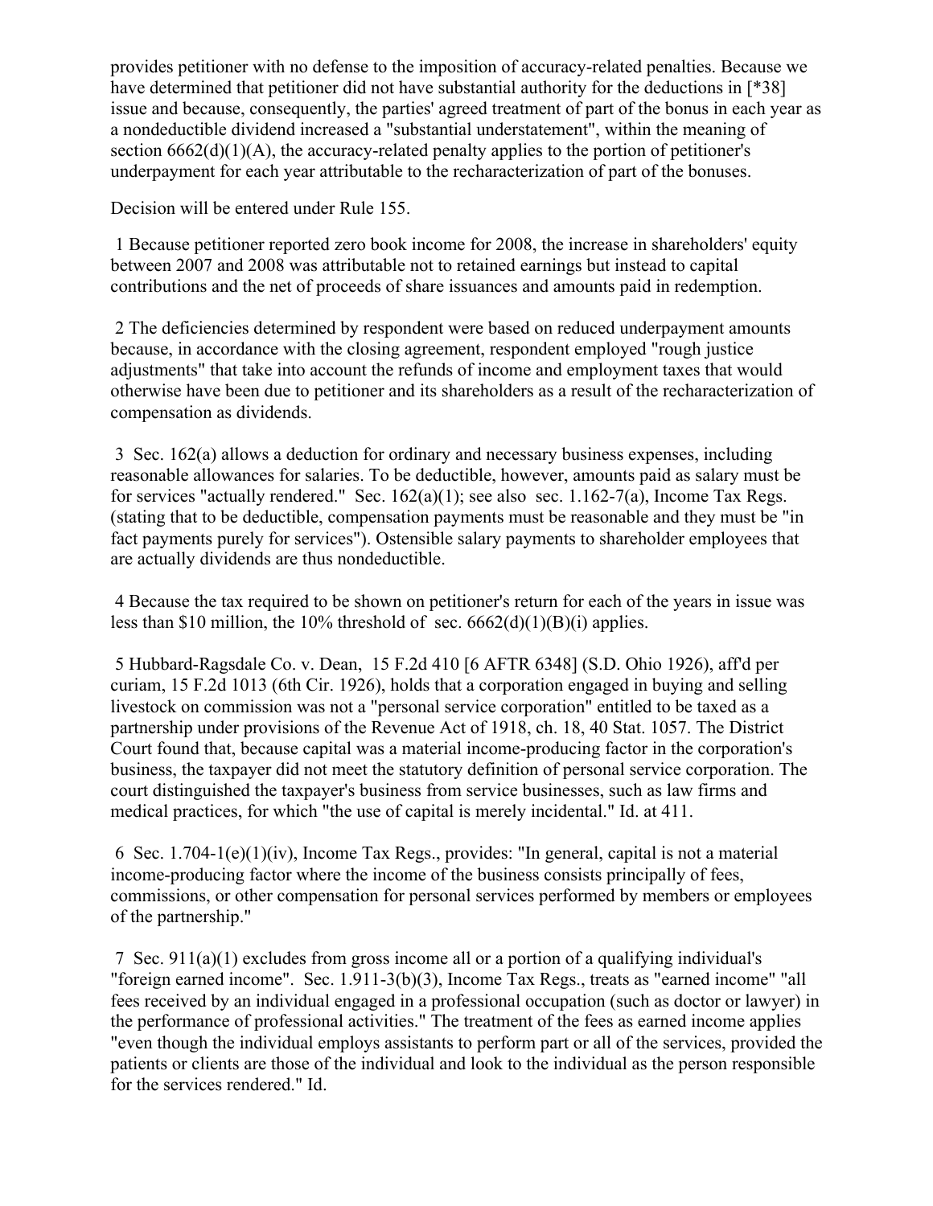provides petitioner with no defense to the imposition of accuracy-related penalties. Because we have determined that petitioner did not have substantial authority for the deductions in [*38] issue and because, consequently, the parties' agreed treatment of part of the bonus in each year as a nondeductible dividend increased a "substantial understatement", within the meaning of section 6662(d)(1)(A), the accuracy-related penalty applies to the portion of petitioner's underpayment for each year attributable to the recharacterization of part of the bonuses.

Decision will be entered under Rule 155.

1 Because petitioner reported zero book income for 2008, the increase in shareholders' equity between 2007 and 2008 was attributable not to retained earnings but instead to capital contributions and the net of proceeds of share issuances and amounts paid in redemption.

2 The deficiencies determined by respondent were based on reduced underpayment amounts because, in accordance with the closing agreement, respondent employed "rough justice adjustments" that take into account the refunds of income and employment taxes that would otherwise have been due to petitioner and its shareholders as a result of the recharacterization of compensation as dividends.

3 Sec. 162(a) allows a deduction for ordinary and necessary business expenses, including reasonable allowances for salaries. To be deductible, however, amounts paid as salary must be for services "actually rendered." Sec. 162(a)(1); see also sec. 1.162-7(a), Income Tax Regs. (stating that to be deductible, compensation payments must be reasonable and they must be "in fact payments purely for services"). Ostensible salary payments to shareholder employees that are actually dividends are thus nondeductible.

4 Because the tax required to be shown on petitioner's return for each of the years in issue was less than $10 million, the 10% threshold of sec. 6662(d)(1)(B)(i) applies.

5 Hubbard-Ragsdale Co. v. Dean, 15 F.2d 410 [6 AFTR 6348] (S.D. Ohio 1926), aff'd per curiam, 15 F.2d 1013 (6th Cir. 1926), holds that a corporation engaged in buying and selling livestock on commission was not a "personal service corporation" entitled to be taxed as a partnership under provisions of the Revenue Act of 1918, ch. 18, 40 Stat. 1057. The District Court found that, because capital was a material income-producing factor in the corporation's business, the taxpayer did not meet the statutory definition of personal service corporation. The court distinguished the taxpayer's business from service businesses, such as law firms and medical practices, for which "the use of capital is merely incidental." Id. at 411.

6 Sec. 1.704-1(e)(1)(iv), Income Tax Regs., provides: "In general, capital is not a material income-producing factor where the income of the business consists principally of fees, commissions, or other compensation for personal services performed by members or employees of the partnership."

7 Sec. 911(a)(1) excludes from gross income all or a portion of a qualifying individual's "foreign earned income". Sec. 1.911-3(b)(3), Income Tax Regs., treats as "earned income" "all fees received by an individual engaged in a professional occupation (such as doctor or lawyer) in the performance of professional activities." The treatment of the fees as earned income applies "even though the individual employs assistants to perform part or all of the services, provided the patients or clients are those of the individual and look to the individual as the person responsible for the services rendered." Id.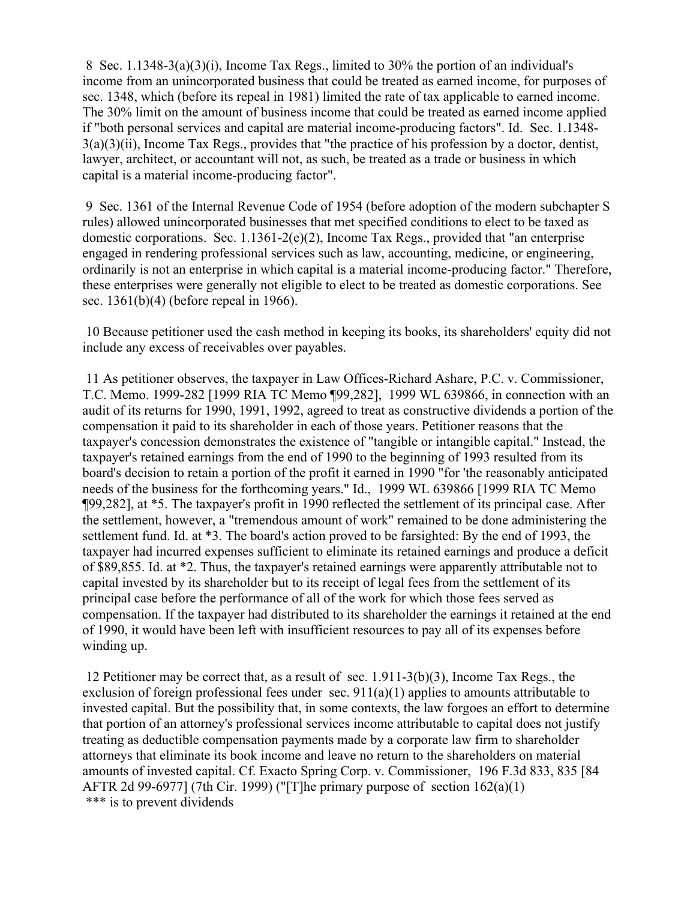8 Sec. 1.1348-3(a)(3)(i), Income Tax Regs., limited to 30% the portion of an individual's income from an unincorporated business that could be treated as earned income, for purposes of sec. 1348, which (before its repeal in 1981) limited the rate of tax applicable to earned income. The 30% limit on the amount of business income that could be treated as earned income applied if "both personal services and capital are material income-producing factors". Id. Sec. 1.1348-3(a)(3)(ii), Income Tax Regs., provides that "the practice of his profession by a doctor, dentist, lawyer, architect, or accountant will not, as such, be treated as a trade or business in which capital is a material income-producing factor".

9 Sec. 1361 of the Internal Revenue Code of 1954 (before adoption of the modern subchapter S rules) allowed unincorporated businesses that met specified conditions to elect to be taxed as domestic corporations. Sec. 1.1361-2(e)(2), Income Tax Regs., provided that "an enterprise engaged in rendering professional services such as law, accounting, medicine, or engineering, ordinarily is not an enterprise in which capital is a material income-producing factor." Therefore, these enterprises were generally not eligible to elect to be treated as domestic corporations. See sec. 1361(b)(4) (before repeal in 1966).

10 Because petitioner used the cash method in keeping its books, its shareholders' equity did not include any excess of receivables over payables.

11 As petitioner observes, the taxpayer in Law Offices-Richard Ashare, P.C. v. Commissioner, T.C. Memo. 1999-282 [1999 RIA TC Memo ¶99,282], 1999 WL 639866, in connection with an audit of its returns for 1990, 1991, 1992, agreed to treat as constructive dividends a portion of the compensation it paid to its shareholder in each of those years. Petitioner reasons that the taxpayer's concession demonstrates the existence of "tangible or intangible capital." Instead, the taxpayer's retained earnings from the end of 1990 to the beginning of 1993 resulted from its board's decision to retain a portion of the profit it earned in 1990 "for 'the reasonably anticipated needs of the business for the forthcoming years." Id., 1999 WL 639866 [1999 RIA TC Memo ¶99,282], at *5. The taxpayer's profit in 1990 reflected the settlement of its principal case. After the settlement, however, a "tremendous amount of work" remained to be done administering the settlement fund. Id. at *3. The board's action proved to be farsighted: By the end of 1993, the taxpayer had incurred expenses sufficient to eliminate its retained earnings and produce a deficit of $89,855. Id. at *2. Thus, the taxpayer's retained earnings were apparently attributable not to capital invested by its shareholder but to its receipt of legal fees from the settlement of its principal case before the performance of all of the work for which those fees served as compensation. If the taxpayer had distributed to its shareholder the earnings it retained at the end of 1990, it would have been left with insufficient resources to pay all of its expenses before winding up.

12 Petitioner may be correct that, as a result of sec. 1.911-3(b)(3), Income Tax Regs., the exclusion of foreign professional fees under sec. 911(a)(1) applies to amounts attributable to invested capital. But the possibility that, in some contexts, the law forgoes an effort to determine that portion of an attorney's professional services income attributable to capital does not justify treating as deductible compensation payments made by a corporate law firm to shareholder attorneys that eliminate its book income and leave no return to the shareholders on material amounts of invested capital. Cf. Exacto Spring Corp. v. Commissioner, 196 F.3d 833, 835 [84 AFTR 2d 99-6977] (7th Cir. 1999) ("[T]he primary purpose of section 162(a)(1) *** is to prevent dividends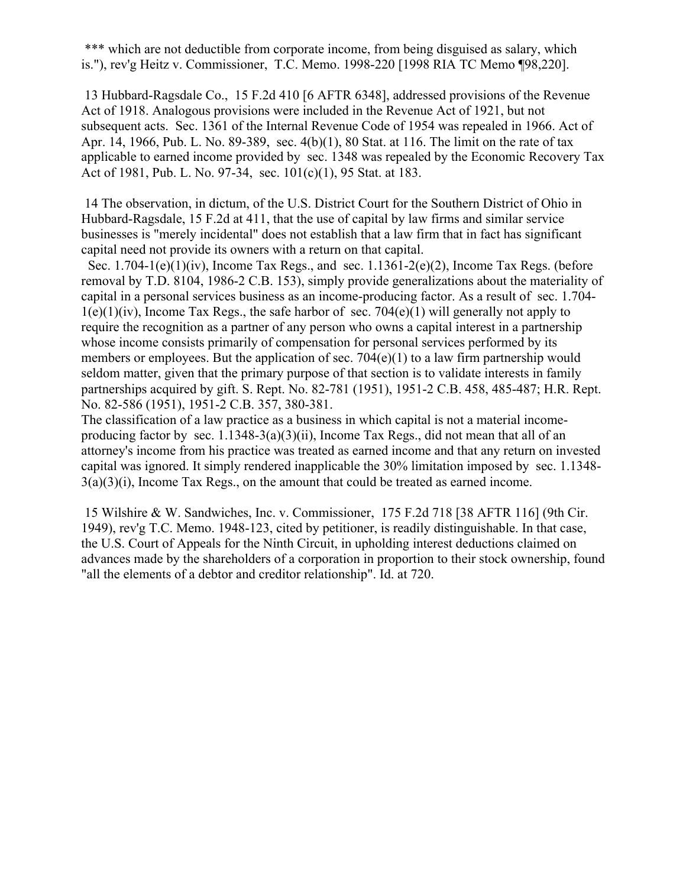*** which are not deductible from corporate income, from being disguised as salary, which is."), rev'g Heitz v. Commissioner, T.C. Memo. 1998-220 [1998 RIA TC Memo ¶98,220].

13 Hubbard-Ragsdale Co., 15 F.2d 410 [6 AFTR 6348], addressed provisions of the Revenue Act of 1918. Analogous provisions were included in the Revenue Act of 1921, but not subsequent acts. Sec. 1361 of the Internal Revenue Code of 1954 was repealed in 1966. Act of Apr. 14, 1966, Pub. L. No. 89-389, sec. 4(b)(1), 80 Stat. at 116. The limit on the rate of tax applicable to earned income provided by sec. 1348 was repealed by the Economic Recovery Tax Act of 1981, Pub. L. No. 97-34, sec. 101(c)(1), 95 Stat. at 183.

14 The observation, in dictum, of the U.S. District Court for the Southern District of Ohio in Hubbard-Ragsdale, 15 F.2d at 411, that the use of capital by law firms and similar service businesses is "merely incidental" does not establish that a law firm that in fact has significant capital need not provide its owners with a return on that capital.

Sec. 1.704-1(e)(1)(iv), Income Tax Regs., and sec. 1.1361-2(e)(2), Income Tax Regs. (before removal by T.D. 8104, 1986-2 C.B. 153), simply provide generalizations about the materiality of capital in a personal services business as an income-producing factor. As a result of sec. 1.704-1(e)(1)(iv), Income Tax Regs., the safe harbor of sec. 704(e)(1) will generally not apply to require the recognition as a partner of any person who owns a capital interest in a partnership whose income consists primarily of compensation for personal services performed by its members or employees. But the application of sec. 704(e)(1) to a law firm partnership would seldom matter, given that the primary purpose of that section is to validate interests in family partnerships acquired by gift. S. Rept. No. 82-781 (1951), 1951-2 C.B. 458, 485-487; H.R. Rept. No. 82-586 (1951), 1951-2 C.B. 357, 380-381.

The classification of a law practice as a business in which capital is not a material income-producing factor by sec. 1.1348-3(a)(3)(ii), Income Tax Regs., did not mean that all of an attorney's income from his practice was treated as earned income and that any return on invested capital was ignored. It simply rendered inapplicable the 30% limitation imposed by sec. 1.1348-3(a)(3)(i), Income Tax Regs., on the amount that could be treated as earned income.

15 Wilshire & W. Sandwiches, Inc. v. Commissioner, 175 F.2d 718 [38 AFTR 116] (9th Cir. 1949), rev'g T.C. Memo. 1948-123, cited by petitioner, is readily distinguishable. In that case, the U.S. Court of Appeals for the Ninth Circuit, in upholding interest deductions claimed on advances made by the shareholders of a corporation in proportion to their stock ownership, found "all the elements of a debtor and creditor relationship". Id. at 720.